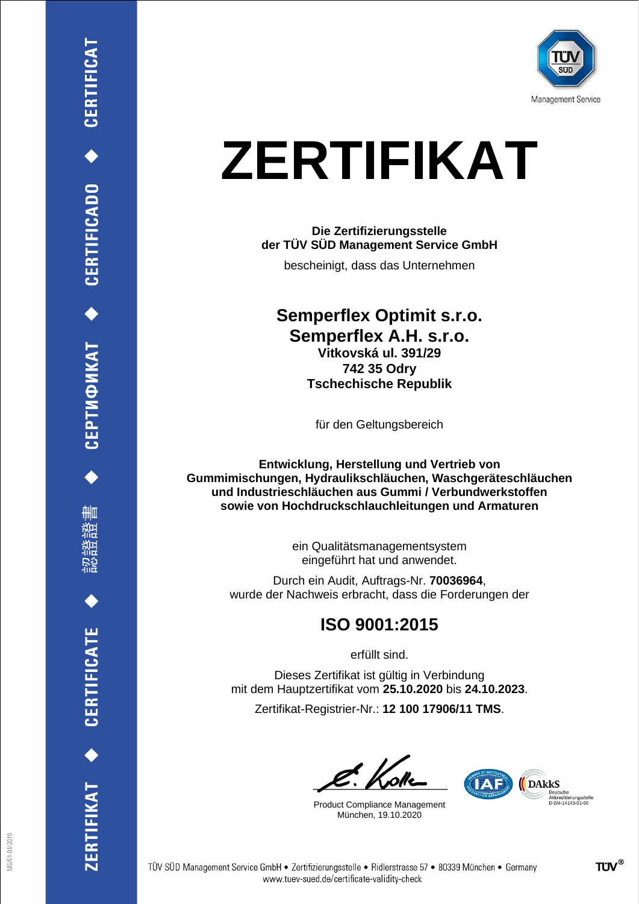Management Service

# ZERTIFIKAT

**Die Zertifizierungsstelle**
**der TÜV SÜD Management Service GmbH**

bescheinigt, dass das Unternehmen

## Semperflex Optimit s.r.o.
## Semperflex A.H. s.r.o.

**Vitkovská ul. 391/29**
**742 35 Odry**
**Tschechische Republik**

für den Geltungsbereich

**Entwicklung, Herstellung und Vertrieb von Gummimischungen, Hydraulikschläuchen, Waschgeräteschläuchen und Industrieschläuchen aus Gummi / Verbundwerkstoffen sowie von Hochdruckschlauchleitungen und Armaturen**

ein Qualitätsmanagementsystem eingeführt hat und anwendet.

Durch ein Audit, Auftrags-Nr. **70036964**, wurde der Nachweis erbracht, dass die Forderungen der

## ISO 9001:2015

erfüllt sind.

Dieses Zertifikat ist gültig in Verbindung mit dem Hauptzertifikat vom **25.10.2020** bis **24.10.2023**.

Zertifikat-Registrier-Nr.: **12 100 17906/11 TMS**.

Product Compliance Management
München, 19.10.2020

DAkkS Deutsche Akkreditierungsstelle D-ZM-14143-01-00

ZERTIFIKAT ◆ CERTIFICATE ◆ 認證證書 ◆ СЕРТИФИКАТ ◆ CERTIFICADO ◆ CERTIFICAT

TÜV SÜD Management Service GmbH • Zertifizierungsstelle • Ridlerstrasse 57 • 80339 München • Germany
www.tuev-sued.de/certificate-validity-check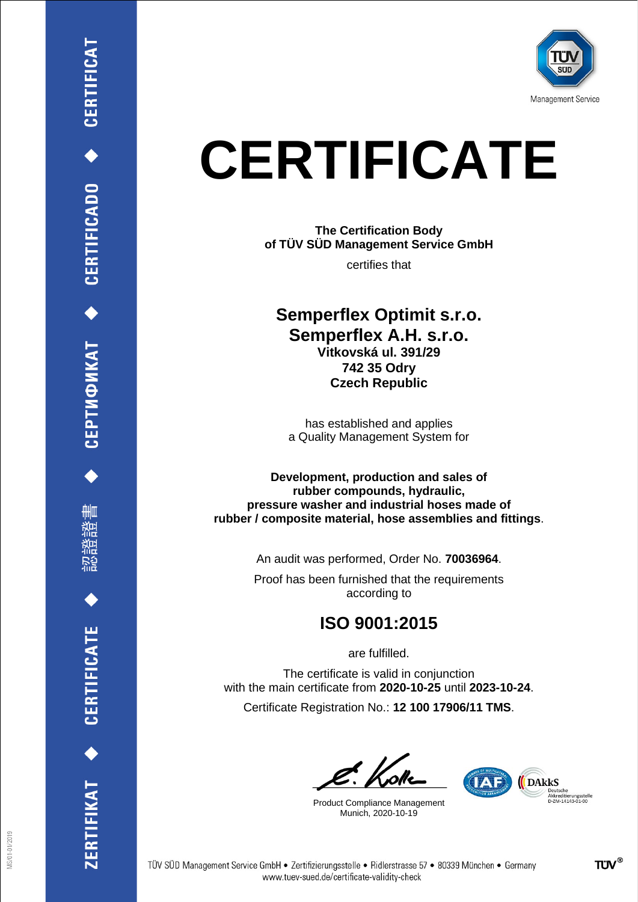ZERTIFIKAT ◆ CERTIFICATE ◆ 認證證書 ◆ СЕРТИФИКАТ ◆ CERTIFICADO ◆ CERTIFICAT

Management Service

# CERTIFICATE

**The Certification Body**
**of TÜV SÜD Management Service GmbH**

certifies that

## Semperflex Optimit s.r.o.
## Semperflex A.H. s.r.o.

**Vitkovská ul. 391/29**
**742 35 Odry**
**Czech Republic**

has established and applies
a Quality Management System for

**Development, production and sales of rubber compounds, hydraulic, pressure washer and industrial hoses made of rubber / composite material, hose assemblies and fittings**.

An audit was performed, Order No. **70036964**.

Proof has been furnished that the requirements according to

## ISO 9001:2015

are fulfilled.

The certificate is valid in conjunction with the main certificate from **2020-10-25** until **2023-10-24**.

Certificate Registration No.: **12 100 17906/11 TMS**.

Product Compliance Management
Munich, 2020-10-19

DAkkS Deutsche Akkreditierungsstelle D-ZM-14143-01-00

TÜV SÜD Management Service GmbH • Zertifizierungsstelle • Ridlerstrasse 57 • 80339 München • Germany
www.tuev-sued.de/certificate-validity-check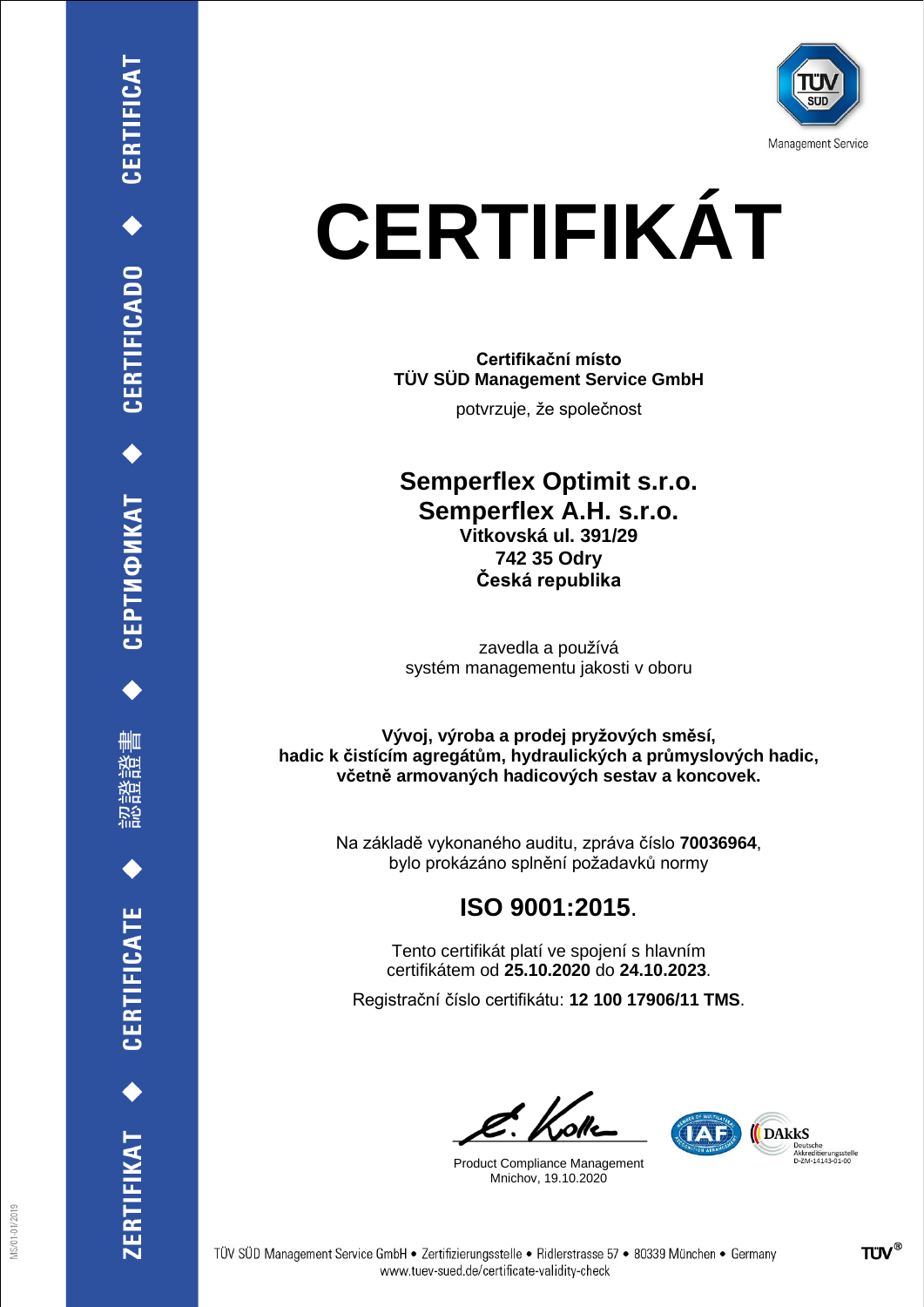ZERTIFIKAT ◆ CERTIFICATE ◆ 認證證書 ◆ СЕРТИФИКАТ ◆ CERTIFICADO ◆ CERTIFICAT

Management Service

# CERTIFIKÁT

**Certifikační místo**
**TÜV SÜD Management Service GmbH**

potvrzuje, že společnost

## Semperflex Optimit s.r.o.
## Semperflex A.H. s.r.o.

**Vitkovská ul. 391/29**
**742 35 Odry**
**Česká republika**

zavedla a používá
systém managementu jakosti v oboru

**Vývoj, výroba a prodej pryžových směsí,**
**hadic k čistícím agregátům, hydraulických a průmyslových hadic,**
**včetně armovaných hadicových sestav a koncovek.**

Na základě vykonaného auditu, zpráva číslo **70036964**,
bylo prokázáno splnění požadavků normy

## ISO 9001:2015.

Tento certifikát platí ve spojení s hlavním
certifikátem od **25.10.2020** do **24.10.2023**.

Registrační číslo certifikátu: **12 100 17906/11 TMS**.

Product Compliance Management
Mnichov, 19.10.2020

DAkkS Deutsche Akkreditierungsstelle D-ZM-14143-01-00

MS/01-01/2019

TÜV SÜD Management Service GmbH • Zertifizierungsstelle • Ridlerstrasse 57 • 80339 München • Germany
www.tuev-sued.de/certificate-validity-check